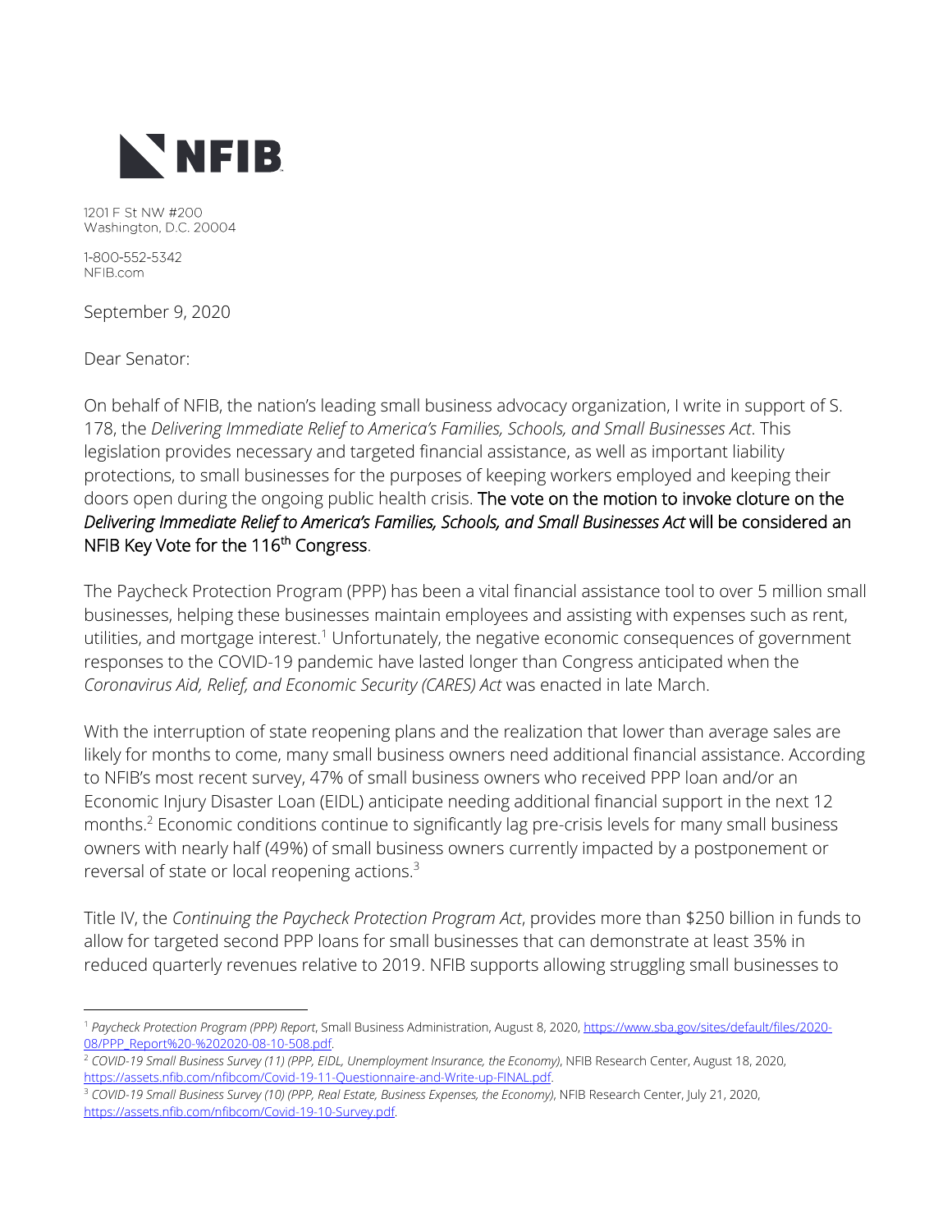**NFIB**

1201 F St NW #200
Washington, D.C. 20004

1-800-552-5342
NFIB.com

September 9, 2020

Dear Senator:

On behalf of NFIB, the nation's leading small business advocacy organization, I write in support of S. 178, the *Delivering Immediate Relief to America's Families, Schools, and Small Businesses Act*. This legislation provides necessary and targeted financial assistance, as well as important liability protections, to small businesses for the purposes of keeping workers employed and keeping their doors open during the ongoing public health crisis. **The vote on the motion to invoke cloture on the *Delivering Immediate Relief to America's Families, Schools, and Small Businesses Act* will be considered an NFIB Key Vote for the 116th Congress**.

The Paycheck Protection Program (PPP) has been a vital financial assistance tool to over 5 million small businesses, helping these businesses maintain employees and assisting with expenses such as rent, utilities, and mortgage interest.[1] Unfortunately, the negative economic consequences of government responses to the COVID-19 pandemic have lasted longer than Congress anticipated when the *Coronavirus Aid, Relief, and Economic Security (CARES) Act* was enacted in late March.

With the interruption of state reopening plans and the realization that lower than average sales are likely for months to come, many small business owners need additional financial assistance. According to NFIB's most recent survey, 47% of small business owners who received PPP loan and/or an Economic Injury Disaster Loan (EIDL) anticipate needing additional financial support in the next 12 months.[2] Economic conditions continue to significantly lag pre-crisis levels for many small business owners with nearly half (49%) of small business owners currently impacted by a postponement or reversal of state or local reopening actions.[3]

Title IV, the *Continuing the Paycheck Protection Program Act*, provides more than $250 billion in funds to allow for targeted second PPP loans for small businesses that can demonstrate at least 35% in reduced quarterly revenues relative to 2019. NFIB supports allowing struggling small businesses to

---

[1] *Paycheck Protection Program (PPP) Report*, Small Business Administration, August 8, 2020, https://www.sba.gov/sites/default/files/2020-08/PPP_Report%20-%202020-08-10-508.pdf.

[2] *COVID-19 Small Business Survey (11) (PPP, EIDL, Unemployment Insurance, the Economy)*, NFIB Research Center, August 18, 2020, https://assets.nfib.com/nfibcom/Covid-19-11-Questionnaire-and-Write-up-FINAL.pdf.

[3] *COVID-19 Small Business Survey (10) (PPP, Real Estate, Business Expenses, the Economy)*, NFIB Research Center, July 21, 2020, https://assets.nfib.com/nfibcom/Covid-19-10-Survey.pdf.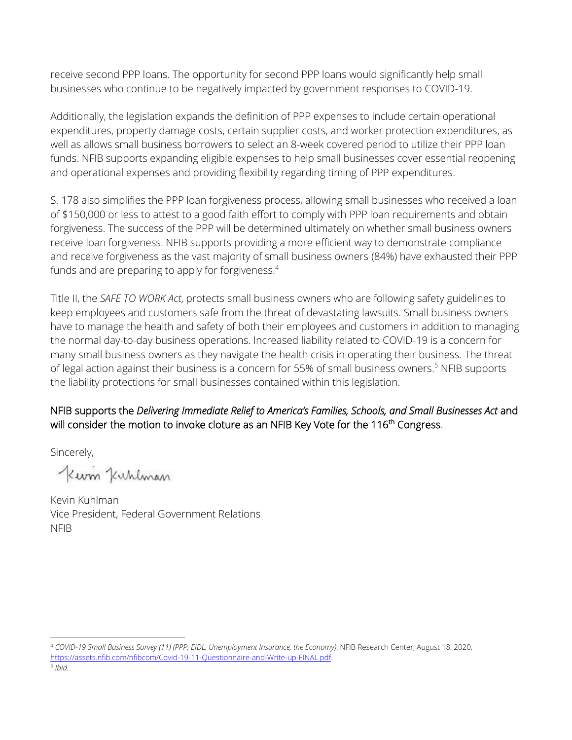receive second PPP loans. The opportunity for second PPP loans would significantly help small businesses who continue to be negatively impacted by government responses to COVID-19.

Additionally, the legislation expands the definition of PPP expenses to include certain operational expenditures, property damage costs, certain supplier costs, and worker protection expenditures, as well as allows small business borrowers to select an 8-week covered period to utilize their PPP loan funds. NFIB supports expanding eligible expenses to help small businesses cover essential reopening and operational expenses and providing flexibility regarding timing of PPP expenditures.

S. 178 also simplifies the PPP loan forgiveness process, allowing small businesses who received a loan of $150,000 or less to attest to a good faith effort to comply with PPP loan requirements and obtain forgiveness. The success of the PPP will be determined ultimately on whether small business owners receive loan forgiveness. NFIB supports providing a more efficient way to demonstrate compliance and receive forgiveness as the vast majority of small business owners (84%) have exhausted their PPP funds and are preparing to apply for forgiveness.[4]

Title II, the *SAFE TO WORK Act*, protects small business owners who are following safety guidelines to keep employees and customers safe from the threat of devastating lawsuits. Small business owners have to manage the health and safety of both their employees and customers in addition to managing the normal day-to-day business operations. Increased liability related to COVID-19 is a concern for many small business owners as they navigate the health crisis in operating their business. The threat of legal action against their business is a concern for 55% of small business owners.[5] NFIB supports the liability protections for small businesses contained within this legislation.

NFIB supports the *Delivering Immediate Relief to America's Families, Schools, and Small Businesses Act* and will consider the motion to invoke cloture as an NFIB Key Vote for the 116th Congress.

Sincerely,

Kevin Kuhlman

Kevin Kuhlman
Vice President, Federal Government Relations
NFIB

---

[4] *COVID-19 Small Business Survey (11) (PPP, EIDL, Unemployment Insurance, the Economy)*, NFIB Research Center, August 18, 2020, https://assets.nfib.com/nfibcom/Covid-19-11-Questionnaire-and-Write-up-FINAL.pdf.

[5] *Ibid.*